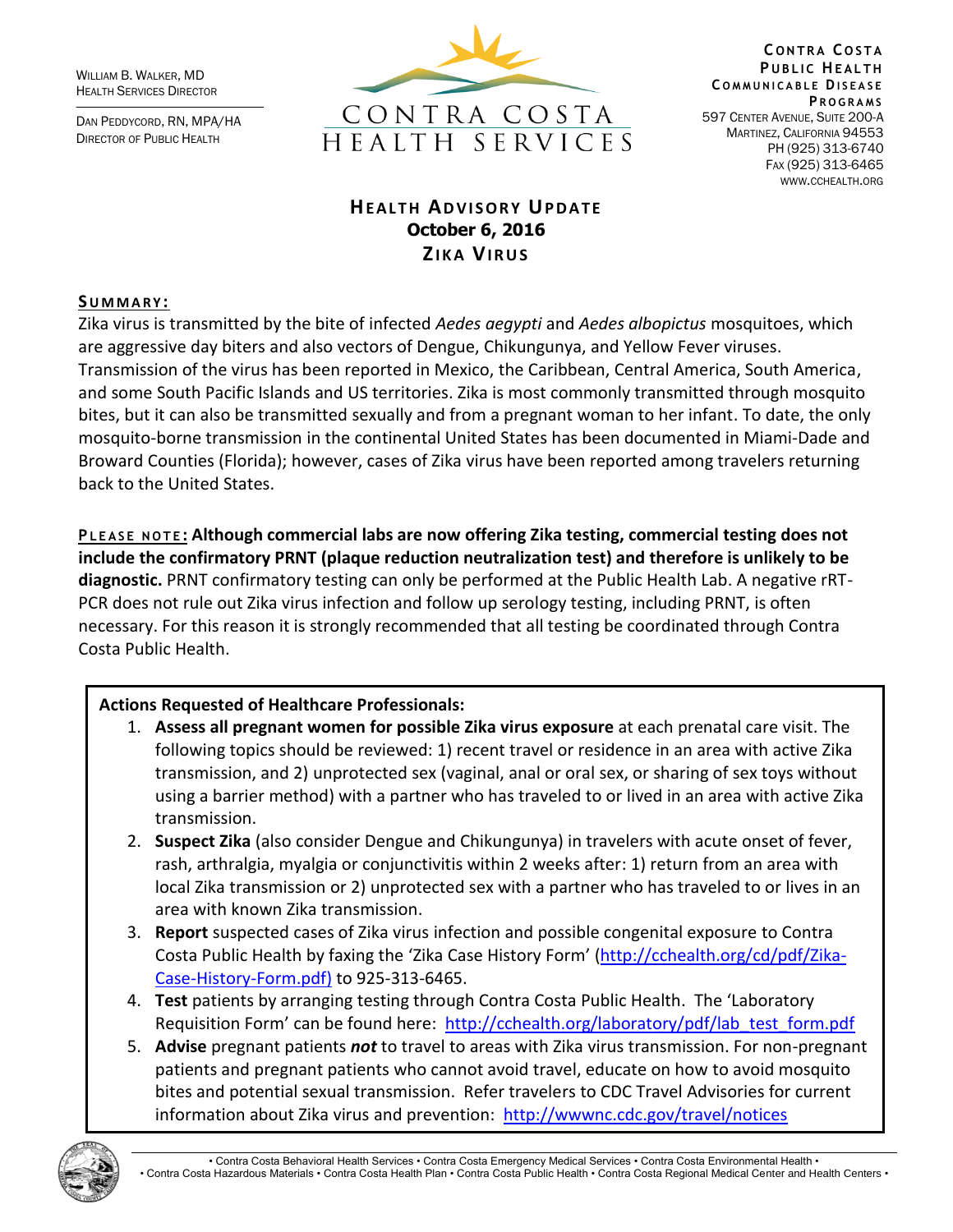William B. Walker, MD
Health Services Director

Dan Peddycord, RN, MPA/HA
Director of Public Health

CONTRA COSTA HEALTH SERVICES

**Contra Costa Public Health Communicable Disease Programs**
597 Center Avenue, Suite 200-A
Martinez, California 94553
PH (925) 313-6740
Fax (925) 313-6465
www.cchealth.org

# Health Advisory Update
## October 6, 2016
## Zika Virus

**SUMMARY:**

Zika virus is transmitted by the bite of infected *Aedes aegypti* and *Aedes albopictus* mosquitoes, which are aggressive day biters and also vectors of Dengue, Chikungunya, and Yellow Fever viruses. Transmission of the virus has been reported in Mexico, the Caribbean, Central America, South America, and some South Pacific Islands and US territories. Zika is most commonly transmitted through mosquito bites, but it can also be transmitted sexually and from a pregnant woman to her infant. To date, the only mosquito-borne transmission in the continental United States has been documented in Miami-Dade and Broward Counties (Florida); however, cases of Zika virus have been reported among travelers returning back to the United States.

**PLEASE NOTE: Although commercial labs are now offering Zika testing, commercial testing does not include the confirmatory PRNT (plaque reduction neutralization test) and therefore is unlikely to be diagnostic.** PRNT confirmatory testing can only be performed at the Public Health Lab. A negative rRT-PCR does not rule out Zika virus infection and follow up serology testing, including PRNT, is often necessary. For this reason it is strongly recommended that all testing be coordinated through Contra Costa Public Health.

**Actions Requested of Healthcare Professionals:**

1. **Assess all pregnant women for possible Zika virus exposure** at each prenatal care visit. The following topics should be reviewed: 1) recent travel or residence in an area with active Zika transmission, and 2) unprotected sex (vaginal, anal or oral sex, or sharing of sex toys without using a barrier method) with a partner who has traveled to or lived in an area with active Zika transmission.
2. **Suspect Zika** (also consider Dengue and Chikungunya) in travelers with acute onset of fever, rash, arthralgia, myalgia or conjunctivitis within 2 weeks after: 1) return from an area with local Zika transmission or 2) unprotected sex with a partner who has traveled to or lives in an area with known Zika transmission.
3. **Report** suspected cases of Zika virus infection and possible congenital exposure to Contra Costa Public Health by faxing the 'Zika Case History Form' (http://cchealth.org/cd/pdf/Zika-Case-History-Form.pdf) to 925-313-6465.
4. **Test** patients by arranging testing through Contra Costa Public Health. The 'Laboratory Requisition Form' can be found here: http://cchealth.org/laboratory/pdf/lab_test_form.pdf
5. **Advise** pregnant patients ***not*** to travel to areas with Zika virus transmission. For non-pregnant patients and pregnant patients who cannot avoid travel, educate on how to avoid mosquito bites and potential sexual transmission. Refer travelers to CDC Travel Advisories for current information about Zika virus and prevention: http://wwwnc.cdc.gov/travel/notices

• Contra Costa Behavioral Health Services • Contra Costa Emergency Medical Services • Contra Costa Environmental Health •
• Contra Costa Hazardous Materials • Contra Costa Health Plan • Contra Costa Public Health • Contra Costa Regional Medical Center and Health Centers •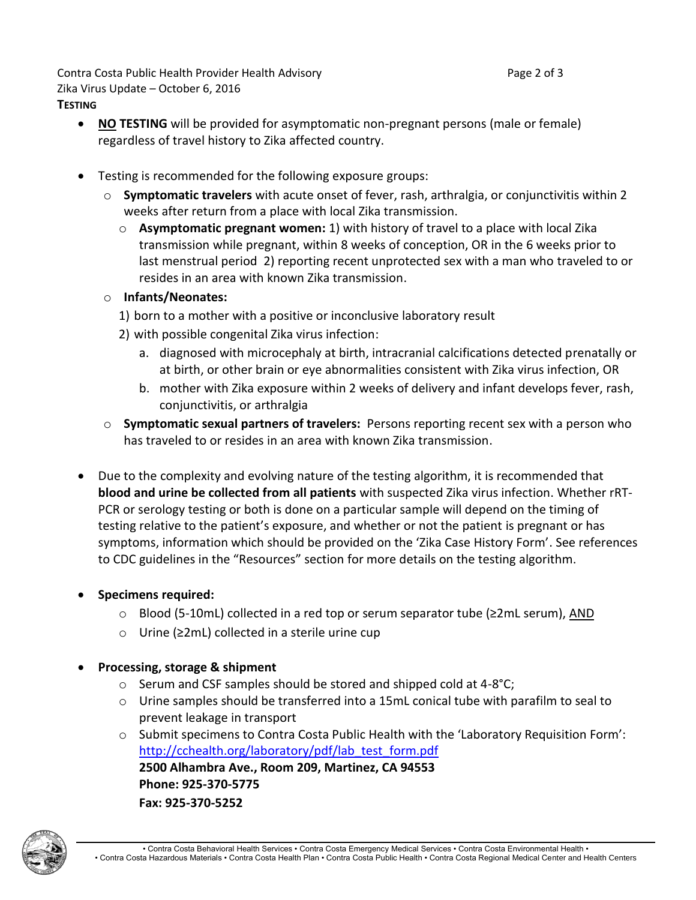### TESTING

- **NO TESTING** will be provided for asymptomatic non-pregnant persons (male or female) regardless of travel history to Zika affected country.

- Testing is recommended for the following exposure groups:
  - **Symptomatic travelers** with acute onset of fever, rash, arthralgia, or conjunctivitis within 2 weeks after return from a place with local Zika transmission.
    - **Asymptomatic pregnant women:** 1) with history of travel to a place with local Zika transmission while pregnant, within 8 weeks of conception, OR in the 6 weeks prior to last menstrual period 2) reporting recent unprotected sex with a man who traveled to or resides in an area with known Zika transmission.
  - **Infants/Neonates:**
    1) born to a mother with a positive or inconclusive laboratory result
    2) with possible congenital Zika virus infection:
       a. diagnosed with microcephaly at birth, intracranial calcifications detected prenatally or at birth, or other brain or eye abnormalities consistent with Zika virus infection, OR
       b. mother with Zika exposure within 2 weeks of delivery and infant develops fever, rash, conjunctivitis, or arthralgia
  - **Symptomatic sexual partners of travelers:** Persons reporting recent sex with a person who has traveled to or resides in an area with known Zika transmission.

- Due to the complexity and evolving nature of the testing algorithm, it is recommended that **blood and urine be collected from all patients** with suspected Zika virus infection. Whether rRT-PCR or serology testing or both is done on a particular sample will depend on the timing of testing relative to the patient's exposure, and whether or not the patient is pregnant or has symptoms, information which should be provided on the 'Zika Case History Form'. See references to CDC guidelines in the "Resources" section for more details on the testing algorithm.

- **Specimens required:**
  - Blood (5-10mL) collected in a red top or serum separator tube (≥2mL serum), AND
  - Urine (≥2mL) collected in a sterile urine cup

- **Processing, storage & shipment**
  - Serum and CSF samples should be stored and shipped cold at 4-8°C;
  - Urine samples should be transferred into a 15mL conical tube with parafilm to seal to prevent leakage in transport
  - Submit specimens to Contra Costa Public Health with the 'Laboratory Requisition Form': http://cchealth.org/laboratory/pdf/lab_test_form.pdf
    **2500 Alhambra Ave., Room 209, Martinez, CA 94553**
    **Phone: 925-370-5775**
    **Fax: 925-370-5252**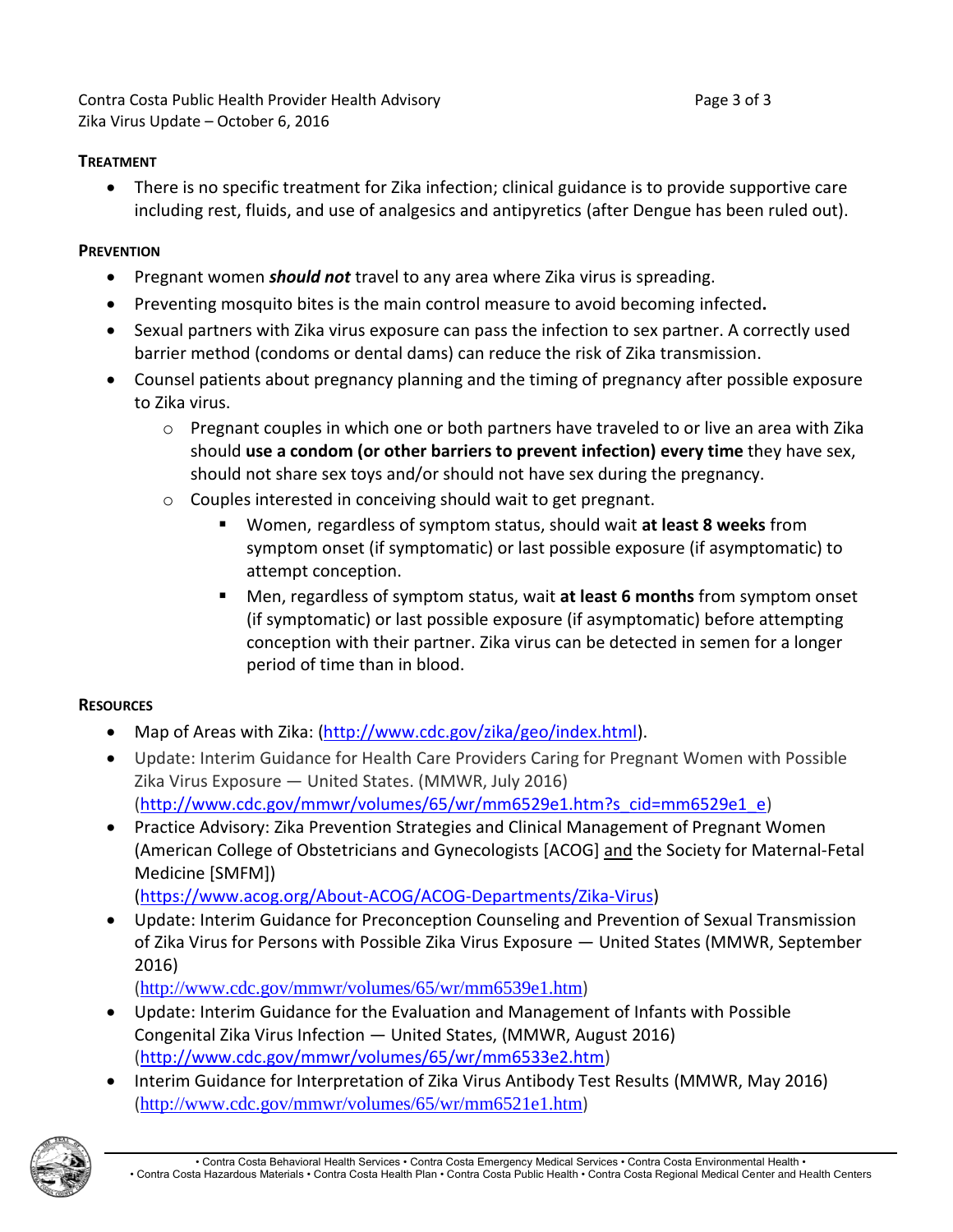## TREATMENT

- There is no specific treatment for Zika infection; clinical guidance is to provide supportive care including rest, fluids, and use of analgesics and antipyretics (after Dengue has been ruled out).

## PREVENTION

- Pregnant women ***should not*** travel to any area where Zika virus is spreading.
- Preventing mosquito bites is the main control measure to avoid becoming infected**.**
- Sexual partners with Zika virus exposure can pass the infection to sex partner. A correctly used barrier method (condoms or dental dams) can reduce the risk of Zika transmission.
- Counsel patients about pregnancy planning and the timing of pregnancy after possible exposure to Zika virus.
    - Pregnant couples in which one or both partners have traveled to or live an area with Zika should **use a condom (or other barriers to prevent infection) every time** they have sex, should not share sex toys and/or should not have sex during the pregnancy.
    - Couples interested in conceiving should wait to get pregnant.
        - Women, regardless of symptom status, should wait **at least 8 weeks** from symptom onset (if symptomatic) or last possible exposure (if asymptomatic) to attempt conception.
        - Men, regardless of symptom status, wait **at least 6 months** from symptom onset (if symptomatic) or last possible exposure (if asymptomatic) before attempting conception with their partner. Zika virus can be detected in semen for a longer period of time than in blood.

## RESOURCES

- Map of Areas with Zika: (http://www.cdc.gov/zika/geo/index.html).
- Update: Interim Guidance for Health Care Providers Caring for Pregnant Women with Possible Zika Virus Exposure — United States. (MMWR, July 2016) (http://www.cdc.gov/mmwr/volumes/65/wr/mm6529e1.htm?s_cid=mm6529e1_e)
- Practice Advisory: Zika Prevention Strategies and Clinical Management of Pregnant Women (American College of Obstetricians and Gynecologists [ACOG] and the Society for Maternal-Fetal Medicine [SMFM]) (https://www.acog.org/About-ACOG/ACOG-Departments/Zika-Virus)
- Update: Interim Guidance for Preconception Counseling and Prevention of Sexual Transmission of Zika Virus for Persons with Possible Zika Virus Exposure — United States (MMWR, September 2016) (http://www.cdc.gov/mmwr/volumes/65/wr/mm6539e1.htm)
- Update: Interim Guidance for the Evaluation and Management of Infants with Possible Congenital Zika Virus Infection — United States, (MMWR, August 2016) (http://www.cdc.gov/mmwr/volumes/65/wr/mm6533e2.htm)
- Interim Guidance for Interpretation of Zika Virus Antibody Test Results (MMWR, May 2016) (http://www.cdc.gov/mmwr/volumes/65/wr/mm6521e1.htm)